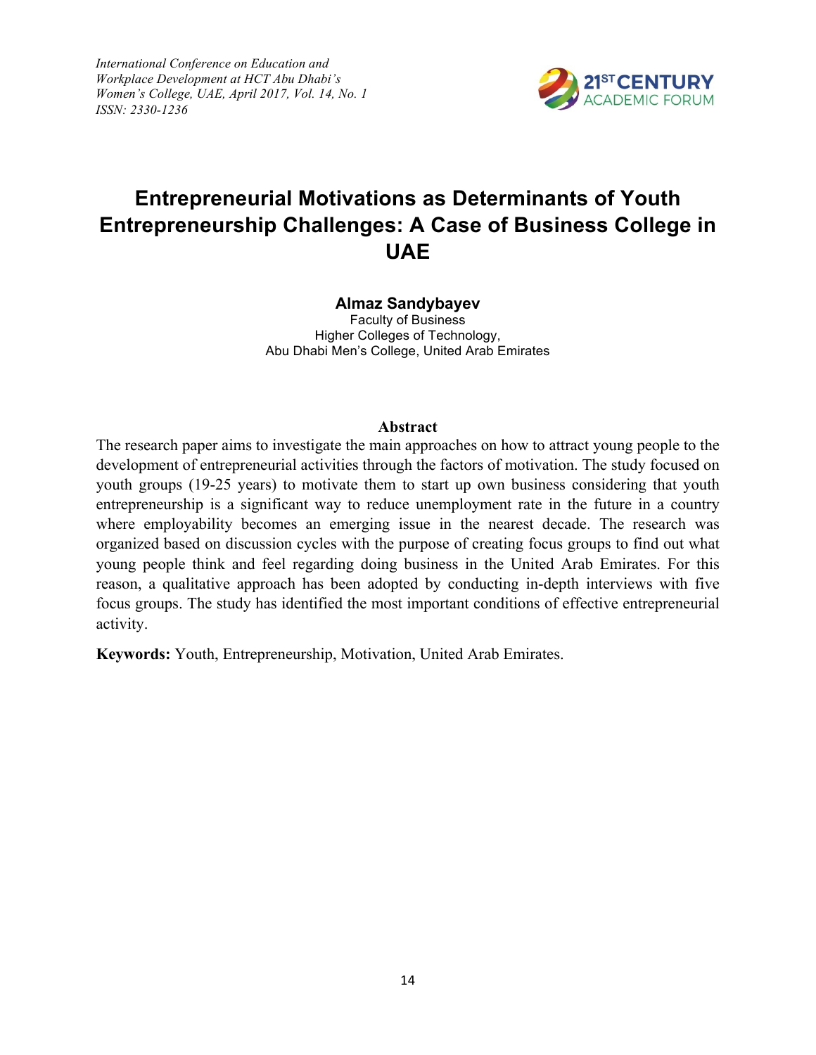# Entrepreneurial Motivations as Determinants of Youth Entrepreneurship Challenges: A Case of Business College in UAE

**Almaz Sandybayev**
Faculty of Business
Higher Colleges of Technology,
Abu Dhabi Men's College, United Arab Emirates

## Abstract

The research paper aims to investigate the main approaches on how to attract young people to the development of entrepreneurial activities through the factors of motivation. The study focused on youth groups (19-25 years) to motivate them to start up own business considering that youth entrepreneurship is a significant way to reduce unemployment rate in the future in a country where employability becomes an emerging issue in the nearest decade. The research was organized based on discussion cycles with the purpose of creating focus groups to find out what young people think and feel regarding doing business in the United Arab Emirates. For this reason, a qualitative approach has been adopted by conducting in-depth interviews with five focus groups. The study has identified the most important conditions of effective entrepreneurial activity.

**Keywords:** Youth, Entrepreneurship, Motivation, United Arab Emirates.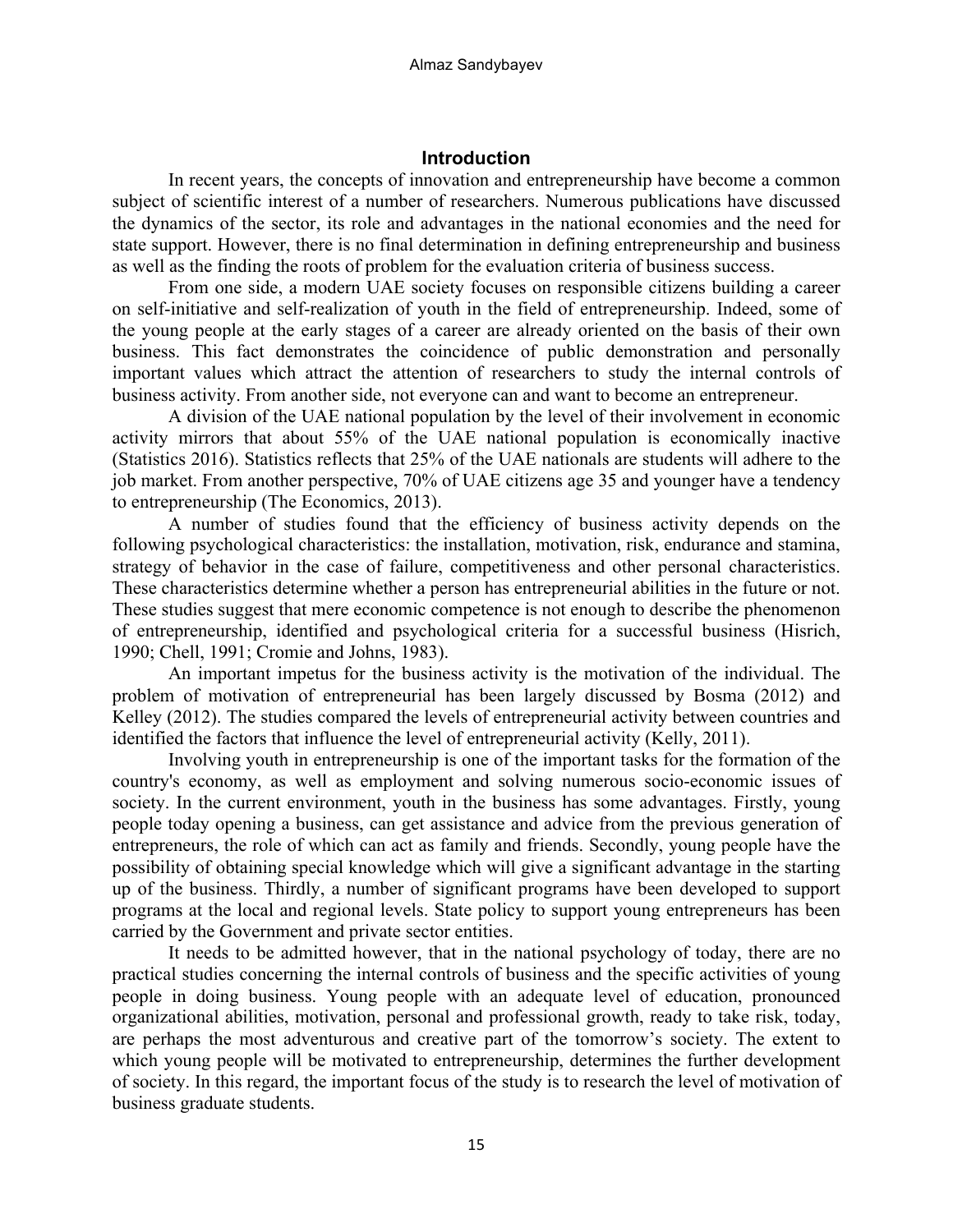## Introduction

In recent years, the concepts of innovation and entrepreneurship have become a common subject of scientific interest of a number of researchers. Numerous publications have discussed the dynamics of the sector, its role and advantages in the national economies and the need for state support. However, there is no final determination in defining entrepreneurship and business as well as the finding the roots of problem for the evaluation criteria of business success.

From one side, a modern UAE society focuses on responsible citizens building a career on self-initiative and self-realization of youth in the field of entrepreneurship. Indeed, some of the young people at the early stages of a career are already oriented on the basis of their own business. This fact demonstrates the coincidence of public demonstration and personally important values which attract the attention of researchers to study the internal controls of business activity. From another side, not everyone can and want to become an entrepreneur.

A division of the UAE national population by the level of their involvement in economic activity mirrors that about 55% of the UAE national population is economically inactive (Statistics 2016). Statistics reflects that 25% of the UAE nationals are students will adhere to the job market. From another perspective, 70% of UAE citizens age 35 and younger have a tendency to entrepreneurship (The Economics, 2013).

A number of studies found that the efficiency of business activity depends on the following psychological characteristics: the installation, motivation, risk, endurance and stamina, strategy of behavior in the case of failure, competitiveness and other personal characteristics. These characteristics determine whether a person has entrepreneurial abilities in the future or not. These studies suggest that mere economic competence is not enough to describe the phenomenon of entrepreneurship, identified and psychological criteria for a successful business (Hisrich, 1990; Chell, 1991; Cromie and Johns, 1983).

An important impetus for the business activity is the motivation of the individual. The problem of motivation of entrepreneurial has been largely discussed by Bosma (2012) and Kelley (2012). The studies compared the levels of entrepreneurial activity between countries and identified the factors that influence the level of entrepreneurial activity (Kelly, 2011).

Involving youth in entrepreneurship is one of the important tasks for the formation of the country's economy, as well as employment and solving numerous socio-economic issues of society. In the current environment, youth in the business has some advantages. Firstly, young people today opening a business, can get assistance and advice from the previous generation of entrepreneurs, the role of which can act as family and friends. Secondly, young people have the possibility of obtaining special knowledge which will give a significant advantage in the starting up of the business. Thirdly, a number of significant programs have been developed to support programs at the local and regional levels. State policy to support young entrepreneurs has been carried by the Government and private sector entities.

It needs to be admitted however, that in the national psychology of today, there are no practical studies concerning the internal controls of business and the specific activities of young people in doing business. Young people with an adequate level of education, pronounced organizational abilities, motivation, personal and professional growth, ready to take risk, today, are perhaps the most adventurous and creative part of the tomorrow's society. The extent to which young people will be motivated to entrepreneurship, determines the further development of society. In this regard, the important focus of the study is to research the level of motivation of business graduate students.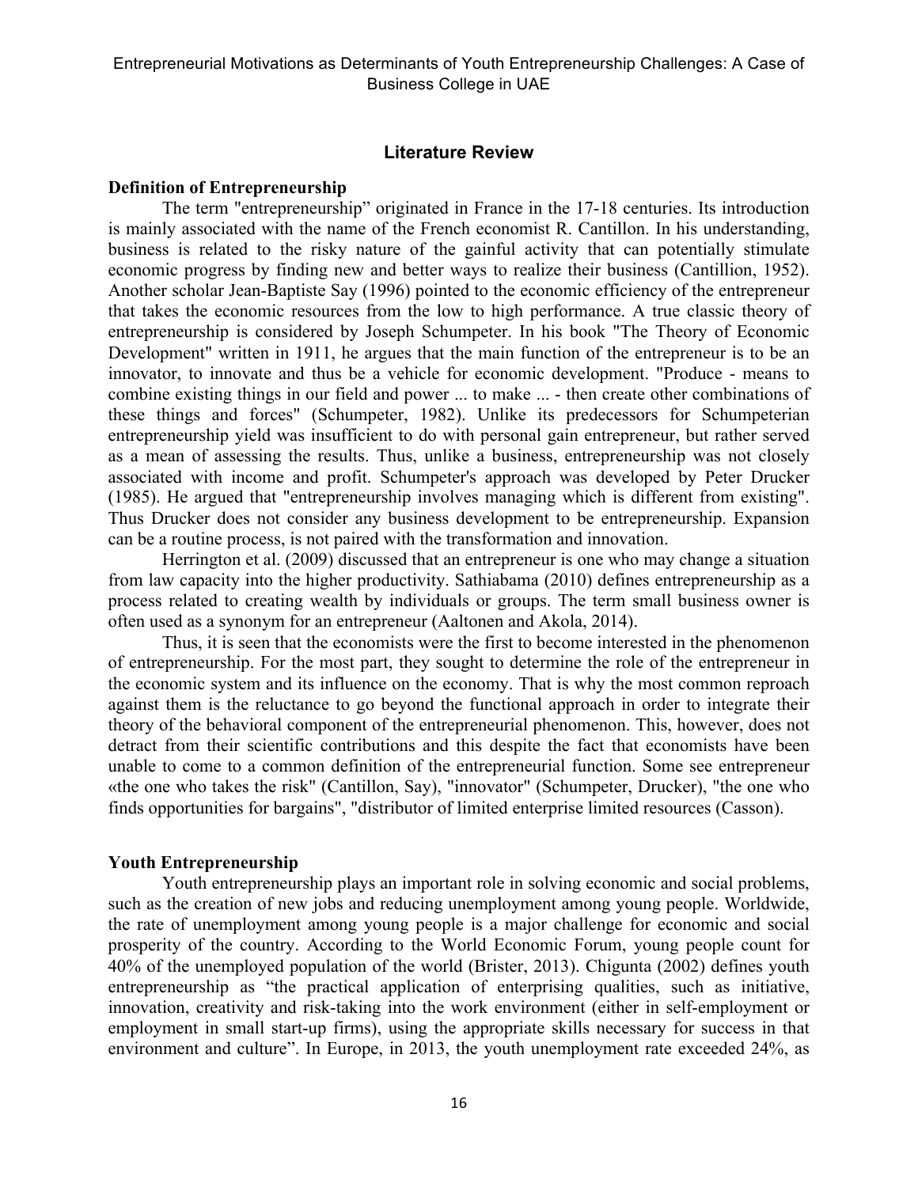## Literature Review

### Definition of Entrepreneurship

The term "entrepreneurship" originated in France in the 17-18 centuries. Its introduction is mainly associated with the name of the French economist R. Cantillon. In his understanding, business is related to the risky nature of the gainful activity that can potentially stimulate economic progress by finding new and better ways to realize their business (Cantillion, 1952). Another scholar Jean-Baptiste Say (1996) pointed to the economic efficiency of the entrepreneur that takes the economic resources from the low to high performance. A true classic theory of entrepreneurship is considered by Joseph Schumpeter. In his book "The Theory of Economic Development" written in 1911, he argues that the main function of the entrepreneur is to be an innovator, to innovate and thus be a vehicle for economic development. "Produce - means to combine existing things in our field and power ... to make ... - then create other combinations of these things and forces" (Schumpeter, 1982). Unlike its predecessors for Schumpeterian entrepreneurship yield was insufficient to do with personal gain entrepreneur, but rather served as a mean of assessing the results. Thus, unlike a business, entrepreneurship was not closely associated with income and profit. Schumpeter's approach was developed by Peter Drucker (1985). He argued that "entrepreneurship involves managing which is different from existing". Thus Drucker does not consider any business development to be entrepreneurship. Expansion can be a routine process, is not paired with the transformation and innovation.

Herrington et al. (2009) discussed that an entrepreneur is one who may change a situation from law capacity into the higher productivity. Sathiabama (2010) defines entrepreneurship as a process related to creating wealth by individuals or groups. The term small business owner is often used as a synonym for an entrepreneur (Aaltonen and Akola, 2014).

Thus, it is seen that the economists were the first to become interested in the phenomenon of entrepreneurship. For the most part, they sought to determine the role of the entrepreneur in the economic system and its influence on the economy. That is why the most common reproach against them is the reluctance to go beyond the functional approach in order to integrate their theory of the behavioral component of the entrepreneurial phenomenon. This, however, does not detract from their scientific contributions and this despite the fact that economists have been unable to come to a common definition of the entrepreneurial function. Some see entrepreneur «the one who takes the risk" (Cantillon, Say), "innovator" (Schumpeter, Drucker), "the one who finds opportunities for bargains", "distributor of limited enterprise limited resources (Casson).

### Youth Entrepreneurship

Youth entrepreneurship plays an important role in solving economic and social problems, such as the creation of new jobs and reducing unemployment among young people. Worldwide, the rate of unemployment among young people is a major challenge for economic and social prosperity of the country. According to the World Economic Forum, young people count for 40% of the unemployed population of the world (Brister, 2013). Chigunta (2002) defines youth entrepreneurship as "the practical application of enterprising qualities, such as initiative, innovation, creativity and risk-taking into the work environment (either in self-employment or employment in small start-up firms), using the appropriate skills necessary for success in that environment and culture". In Europe, in 2013, the youth unemployment rate exceeded 24%, as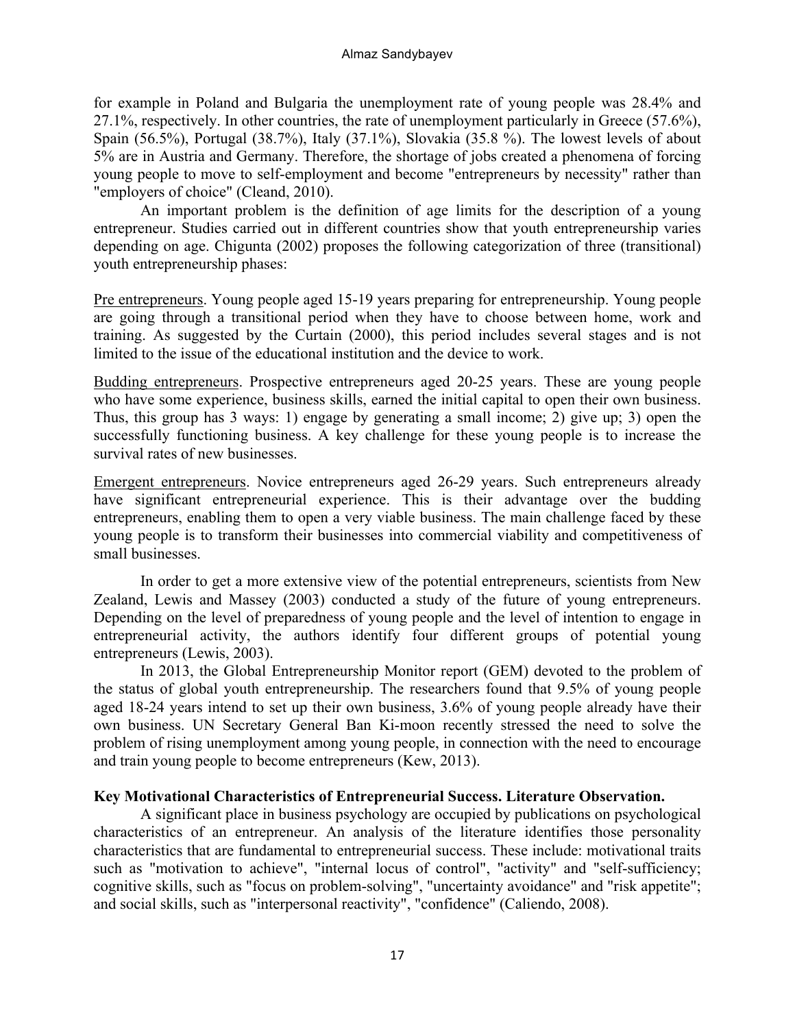for example in Poland and Bulgaria the unemployment rate of young people was 28.4% and 27.1%, respectively. In other countries, the rate of unemployment particularly in Greece (57.6%), Spain (56.5%), Portugal (38.7%), Italy (37.1%), Slovakia (35.8 %). The lowest levels of about 5% are in Austria and Germany. Therefore, the shortage of jobs created a phenomena of forcing young people to move to self-employment and become "entrepreneurs by necessity" rather than "employers of choice" (Cleand, 2010).

An important problem is the definition of age limits for the description of a young entrepreneur. Studies carried out in different countries show that youth entrepreneurship varies depending on age. Chigunta (2002) proposes the following categorization of three (transitional) youth entrepreneurship phases:

<u>Pre entrepreneurs</u>. Young people aged 15-19 years preparing for entrepreneurship. Young people are going through a transitional period when they have to choose between home, work and training. As suggested by the Curtain (2000), this period includes several stages and is not limited to the issue of the educational institution and the device to work.

<u>Budding entrepreneurs</u>. Prospective entrepreneurs aged 20-25 years. These are young people who have some experience, business skills, earned the initial capital to open their own business. Thus, this group has 3 ways: 1) engage by generating a small income; 2) give up; 3) open the successfully functioning business. A key challenge for these young people is to increase the survival rates of new businesses.

<u>Emergent entrepreneurs</u>. Novice entrepreneurs aged 26-29 years. Such entrepreneurs already have significant entrepreneurial experience. This is their advantage over the budding entrepreneurs, enabling them to open a very viable business. The main challenge faced by these young people is to transform their businesses into commercial viability and competitiveness of small businesses.

In order to get a more extensive view of the potential entrepreneurs, scientists from New Zealand, Lewis and Massey (2003) conducted a study of the future of young entrepreneurs. Depending on the level of preparedness of young people and the level of intention to engage in entrepreneurial activity, the authors identify four different groups of potential young entrepreneurs (Lewis, 2003).

In 2013, the Global Entrepreneurship Monitor report (GEM) devoted to the problem of the status of global youth entrepreneurship. The researchers found that 9.5% of young people aged 18-24 years intend to set up their own business, 3.6% of young people already have their own business. UN Secretary General Ban Ki-moon recently stressed the need to solve the problem of rising unemployment among young people, in connection with the need to encourage and train young people to become entrepreneurs (Kew, 2013).

**Key Motivational Characteristics of Entrepreneurial Success. Literature Observation.**

A significant place in business psychology are occupied by publications on psychological characteristics of an entrepreneur. An analysis of the literature identifies those personality characteristics that are fundamental to entrepreneurial success. These include: motivational traits such as "motivation to achieve", "internal locus of control", "activity" and "self-sufficiency; cognitive skills, such as "focus on problem-solving", "uncertainty avoidance" and "risk appetite"; and social skills, such as "interpersonal reactivity", "confidence" (Caliendo, 2008).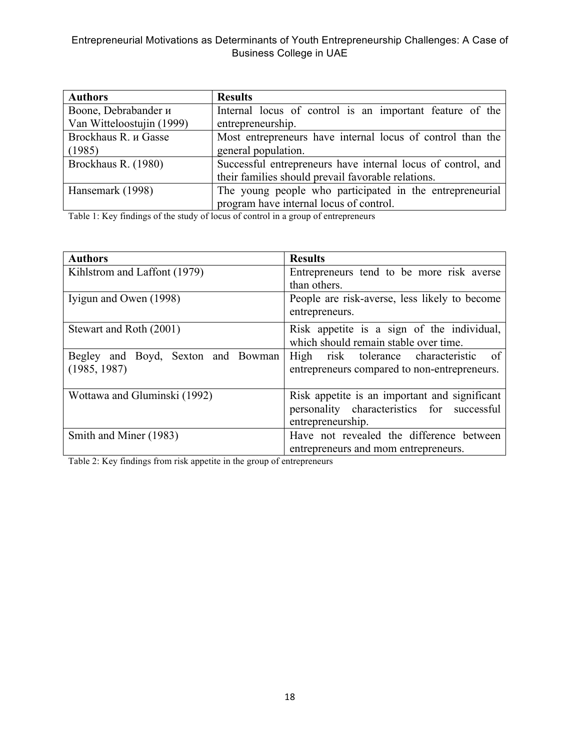| Authors | Results |
|---|---|
| Boone, Debrabander и Van Witteloostujin (1999) | Internal locus of control is an important feature of the entrepreneurship. |
| Brockhaus R. и Gasse (1985) | Most entrepreneurs have internal locus of control than the general population. |
| Brockhaus R. (1980) | Successful entrepreneurs have internal locus of control, and their families should prevail favorable relations. |
| Hansemark (1998) | The young people who participated in the entrepreneurial program have internal locus of control. |

Table 1: Key findings of the study of locus of control in a group of entrepreneurs

| Authors | Results |
|---|---|
| Kihlstrom and Laffont (1979) | Entrepreneurs tend to be more risk averse than others. |
| Iyigun and Owen (1998) | People are risk-averse, less likely to become entrepreneurs. |
| Stewart and Roth (2001) | Risk appetite is a sign of the individual, which should remain stable over time. |
| Begley and Boyd, Sexton and Bowman (1985, 1987) | High risk tolerance characteristic of entrepreneurs compared to non-entrepreneurs. |
| Wottawa and Gluminski (1992) | Risk appetite is an important and significant personality characteristics for successful entrepreneurship. |
| Smith and Miner (1983) | Have not revealed the difference between entrepreneurs and mom entrepreneurs. |

Table 2: Key findings from risk appetite in the group of entrepreneurs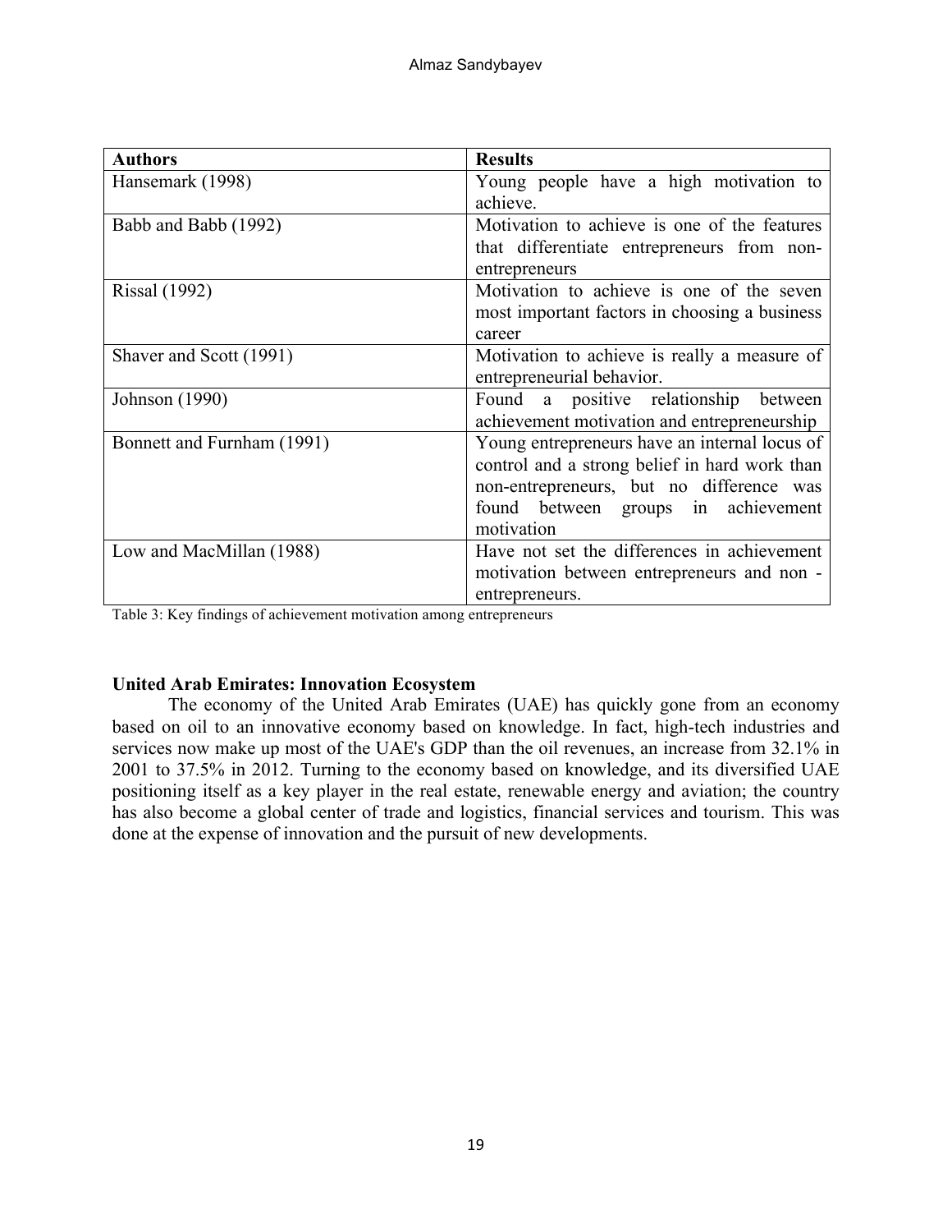| Authors | Results |
|---|---|
| Hansemark (1998) | Young people have a high motivation to achieve. |
| Babb and Babb (1992) | Motivation to achieve is one of the features that differentiate entrepreneurs from non-entrepreneurs |
| Rissal (1992) | Motivation to achieve is one of the seven most important factors in choosing a business career |
| Shaver and Scott (1991) | Motivation to achieve is really a measure of entrepreneurial behavior. |
| Johnson (1990) | Found a positive relationship between achievement motivation and entrepreneurship |
| Bonnett and Furnham (1991) | Young entrepreneurs have an internal locus of control and a strong belief in hard work than non-entrepreneurs, but no difference was found between groups in achievement motivation |
| Low and MacMillan (1988) | Have not set the differences in achievement motivation between entrepreneurs and non - entrepreneurs. |

Table 3: Key findings of achievement motivation among entrepreneurs

## United Arab Emirates: Innovation Ecosystem

The economy of the United Arab Emirates (UAE) has quickly gone from an economy based on oil to an innovative economy based on knowledge. In fact, high-tech industries and services now make up most of the UAE's GDP than the oil revenues, an increase from 32.1% in 2001 to 37.5% in 2012. Turning to the economy based on knowledge, and its diversified UAE positioning itself as a key player in the real estate, renewable energy and aviation; the country has also become a global center of trade and logistics, financial services and tourism. This was done at the expense of innovation and the pursuit of new developments.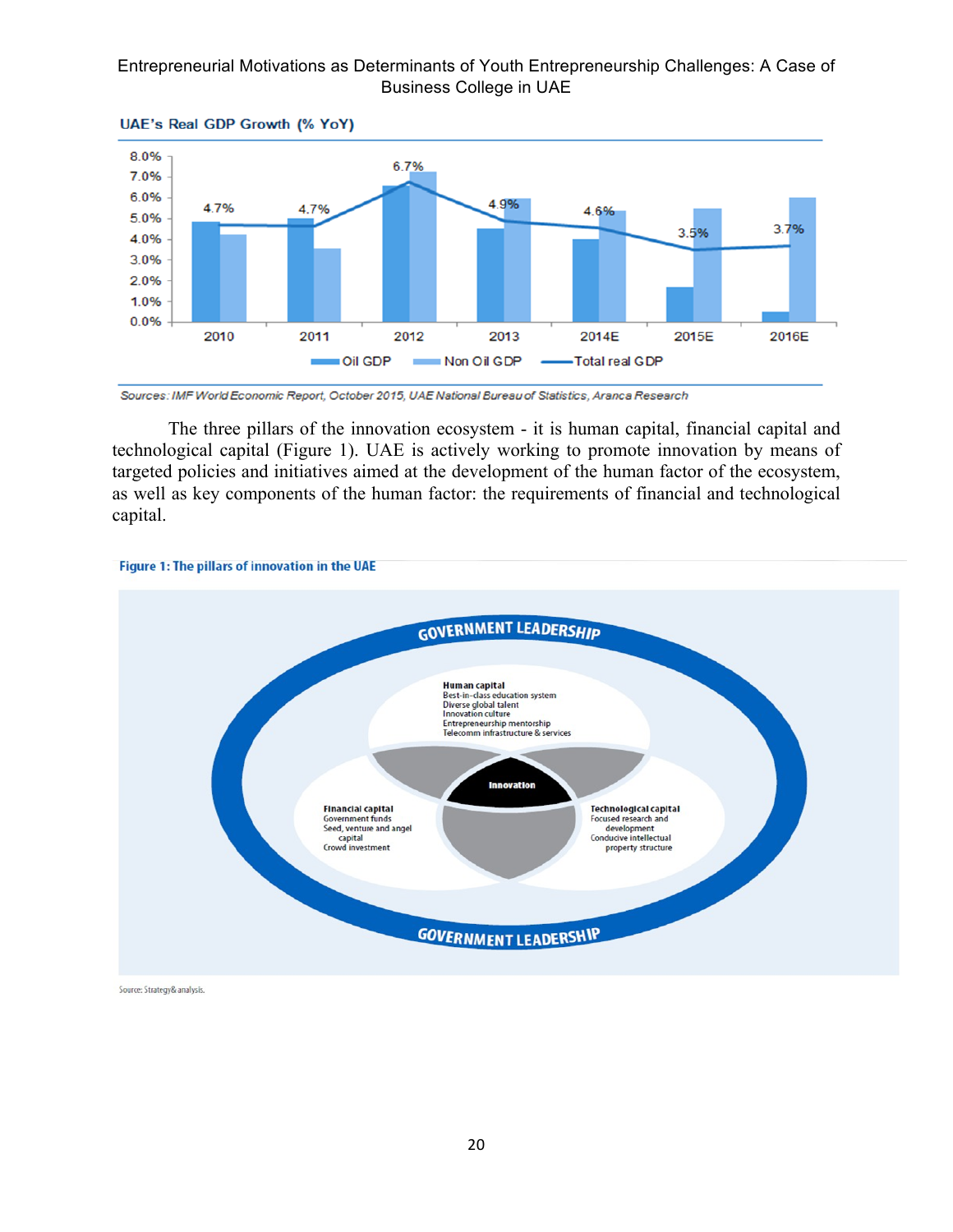UAE's Real GDP Growth (% YoY)

Sources: IMF World Economic Report, October 2015, UAE National Bureau of Statistics, Aranca Research

The three pillars of the innovation ecosystem - it is human capital, financial capital and technological capital (Figure 1). UAE is actively working to promote innovation by means of targeted policies and initiatives aimed at the development of the human factor of the ecosystem, as well as key components of the human factor: the requirements of financial and technological capital.

**Figure 1: The pillars of innovation in the UAE**

Source: Strategy& analysis.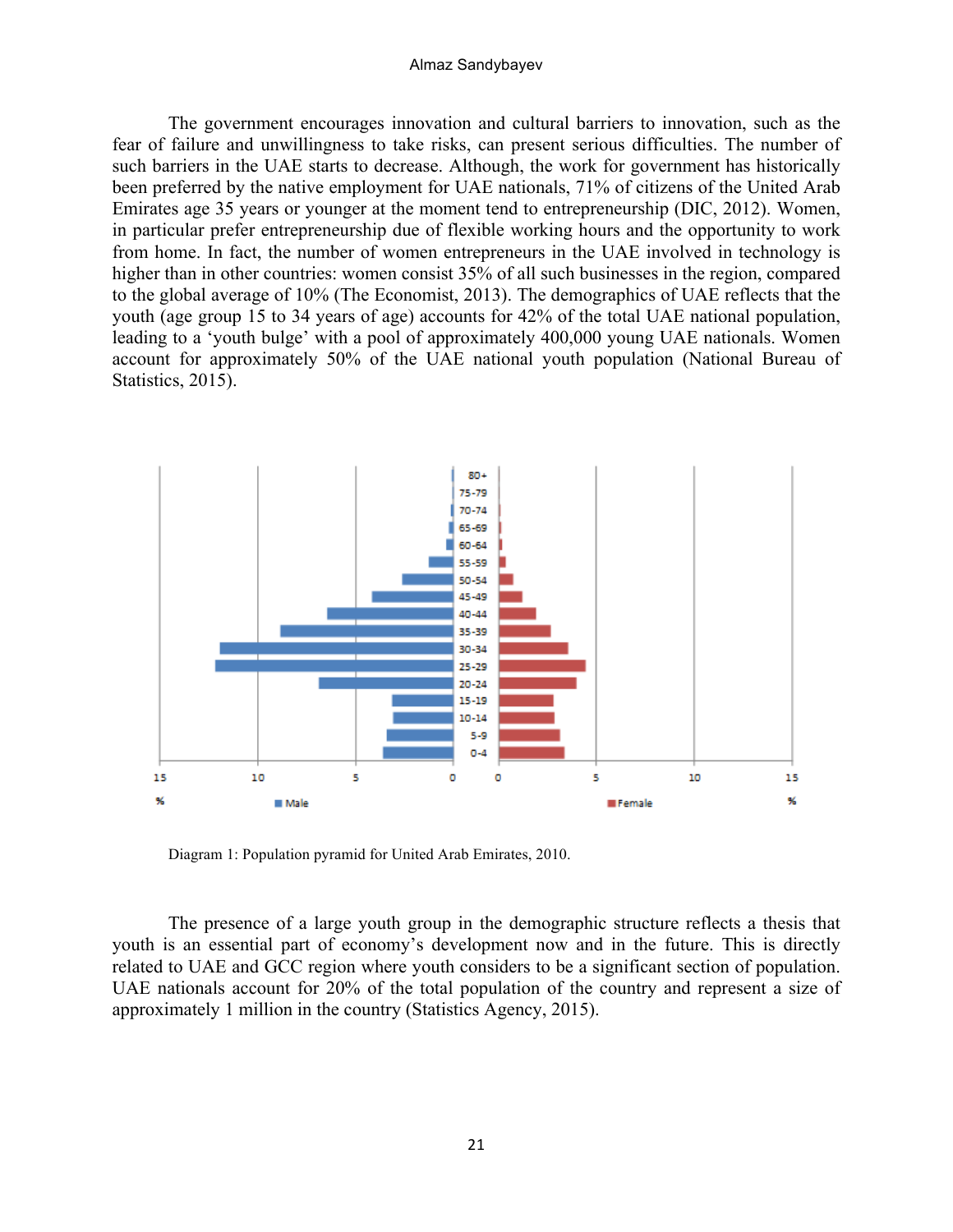The government encourages innovation and cultural barriers to innovation, such as the fear of failure and unwillingness to take risks, can present serious difficulties. The number of such barriers in the UAE starts to decrease. Although, the work for government has historically been preferred by the native employment for UAE nationals, 71% of citizens of the United Arab Emirates age 35 years or younger at the moment tend to entrepreneurship (DIC, 2012). Women, in particular prefer entrepreneurship due of flexible working hours and the opportunity to work from home. In fact, the number of women entrepreneurs in the UAE involved in technology is higher than in other countries: women consist 35% of all such businesses in the region, compared to the global average of 10% (The Economist, 2013). The demographics of UAE reflects that the youth (age group 15 to 34 years of age) accounts for 42% of the total UAE national population, leading to a 'youth bulge' with a pool of approximately 400,000 young UAE nationals. Women account for approximately 50% of the UAE national youth population (National Bureau of Statistics, 2015).

Diagram 1: Population pyramid for United Arab Emirates, 2010.

The presence of a large youth group in the demographic structure reflects a thesis that youth is an essential part of economy's development now and in the future. This is directly related to UAE and GCC region where youth considers to be a significant section of population. UAE nationals account for 20% of the total population of the country and represent a size of approximately 1 million in the country (Statistics Agency, 2015).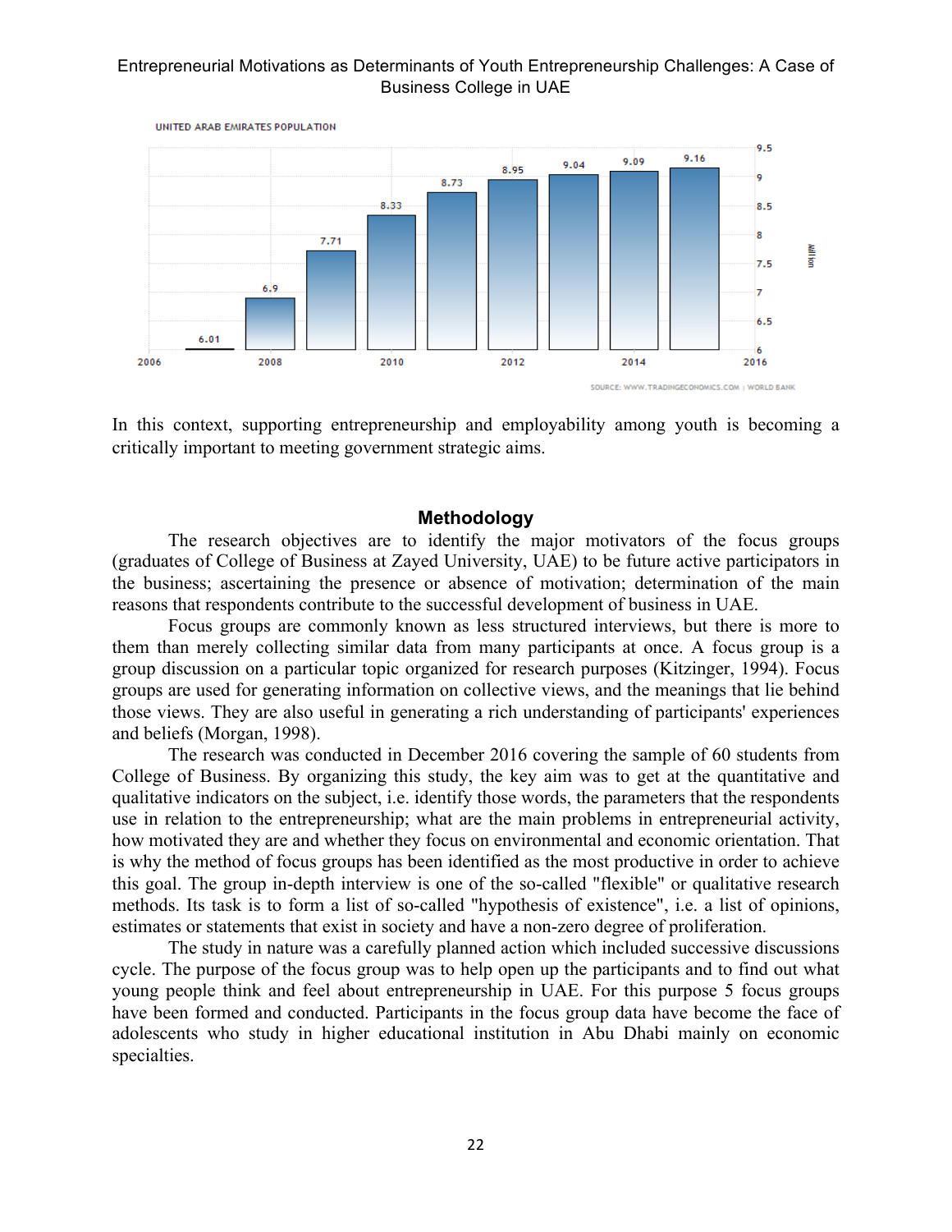In this context, supporting entrepreneurship and employability among youth is becoming a critically important to meeting government strategic aims.

## Methodology

The research objectives are to identify the major motivators of the focus groups (graduates of College of Business at Zayed University, UAE) to be future active participators in the business; ascertaining the presence or absence of motivation; determination of the main reasons that respondents contribute to the successful development of business in UAE.

Focus groups are commonly known as less structured interviews, but there is more to them than merely collecting similar data from many participants at once. A focus group is a group discussion on a particular topic organized for research purposes (Kitzinger, 1994). Focus groups are used for generating information on collective views, and the meanings that lie behind those views. They are also useful in generating a rich understanding of participants' experiences and beliefs (Morgan, 1998).

The research was conducted in December 2016 covering the sample of 60 students from College of Business. By organizing this study, the key aim was to get at the quantitative and qualitative indicators on the subject, i.e. identify those words, the parameters that the respondents use in relation to the entrepreneurship; what are the main problems in entrepreneurial activity, how motivated they are and whether they focus on environmental and economic orientation. That is why the method of focus groups has been identified as the most productive in order to achieve this goal. The group in-depth interview is one of the so-called "flexible" or qualitative research methods. Its task is to form a list of so-called "hypothesis of existence", i.e. a list of opinions, estimates or statements that exist in society and have a non-zero degree of proliferation.

The study in nature was a carefully planned action which included successive discussions cycle. The purpose of the focus group was to help open up the participants and to find out what young people think and feel about entrepreneurship in UAE. For this purpose 5 focus groups have been formed and conducted. Participants in the focus group data have become the face of adolescents who study in higher educational institution in Abu Dhabi mainly on economic specialties.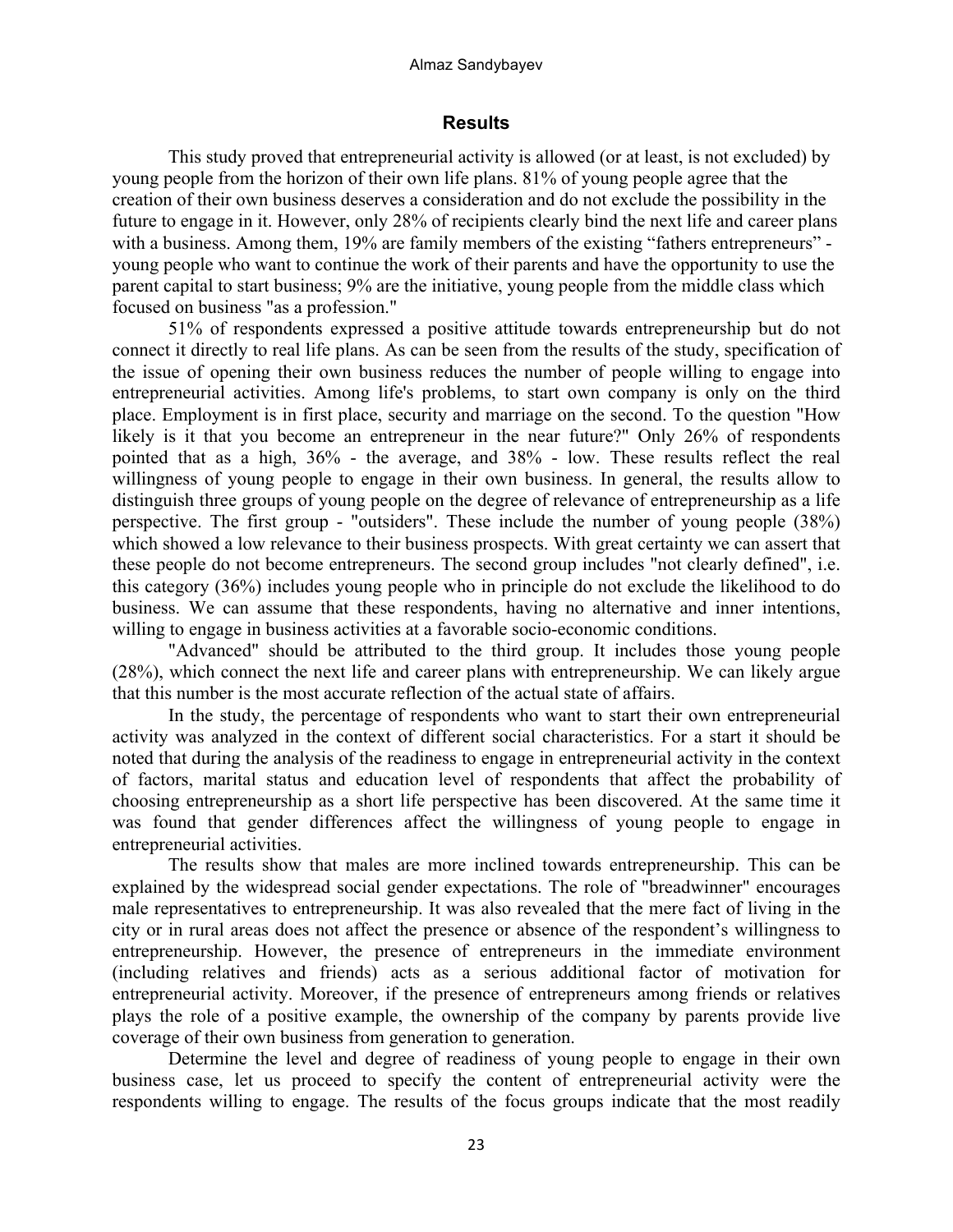## Results

This study proved that entrepreneurial activity is allowed (or at least, is not excluded) by young people from the horizon of their own life plans. 81% of young people agree that the creation of their own business deserves a consideration and do not exclude the possibility in the future to engage in it. However, only 28% of recipients clearly bind the next life and career plans with a business. Among them, 19% are family members of the existing "fathers entrepreneurs" - young people who want to continue the work of their parents and have the opportunity to use the parent capital to start business; 9% are the initiative, young people from the middle class which focused on business "as a profession."

51% of respondents expressed a positive attitude towards entrepreneurship but do not connect it directly to real life plans. As can be seen from the results of the study, specification of the issue of opening their own business reduces the number of people willing to engage into entrepreneurial activities. Among life's problems, to start own company is only on the third place. Employment is in first place, security and marriage on the second. To the question "How likely is it that you become an entrepreneur in the near future?" Only 26% of respondents pointed that as a high, 36% - the average, and 38% - low. These results reflect the real willingness of young people to engage in their own business. In general, the results allow to distinguish three groups of young people on the degree of relevance of entrepreneurship as a life perspective. The first group - "outsiders". These include the number of young people (38%) which showed a low relevance to their business prospects. With great certainty we can assert that these people do not become entrepreneurs. The second group includes "not clearly defined", i.e. this category (36%) includes young people who in principle do not exclude the likelihood to do business. We can assume that these respondents, having no alternative and inner intentions, willing to engage in business activities at a favorable socio-economic conditions.

"Advanced" should be attributed to the third group. It includes those young people (28%), which connect the next life and career plans with entrepreneurship. We can likely argue that this number is the most accurate reflection of the actual state of affairs.

In the study, the percentage of respondents who want to start their own entrepreneurial activity was analyzed in the context of different social characteristics. For a start it should be noted that during the analysis of the readiness to engage in entrepreneurial activity in the context of factors, marital status and education level of respondents that affect the probability of choosing entrepreneurship as a short life perspective has been discovered. At the same time it was found that gender differences affect the willingness of young people to engage in entrepreneurial activities.

The results show that males are more inclined towards entrepreneurship. This can be explained by the widespread social gender expectations. The role of "breadwinner" encourages male representatives to entrepreneurship. It was also revealed that the mere fact of living in the city or in rural areas does not affect the presence or absence of the respondent's willingness to entrepreneurship. However, the presence of entrepreneurs in the immediate environment (including relatives and friends) acts as a serious additional factor of motivation for entrepreneurial activity. Moreover, if the presence of entrepreneurs among friends or relatives plays the role of a positive example, the ownership of the company by parents provide live coverage of their own business from generation to generation.

Determine the level and degree of readiness of young people to engage in their own business case, let us proceed to specify the content of entrepreneurial activity were the respondents willing to engage. The results of the focus groups indicate that the most readily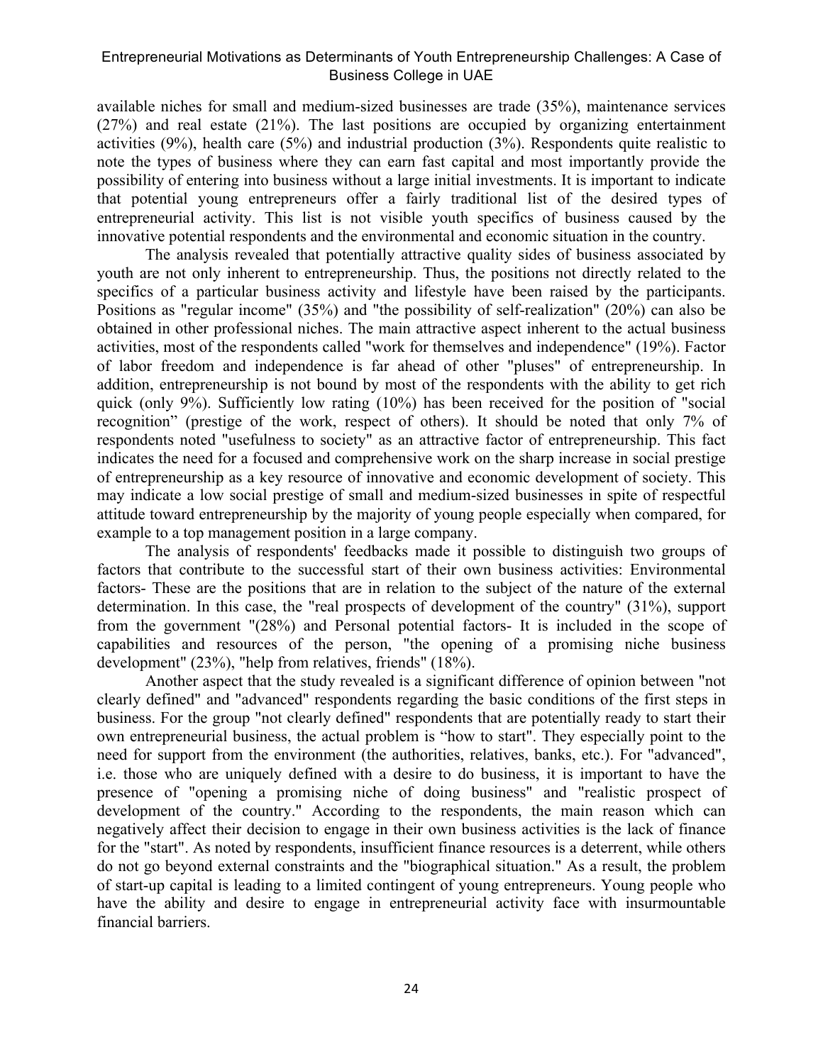available niches for small and medium-sized businesses are trade (35%), maintenance services (27%) and real estate (21%). The last positions are occupied by organizing entertainment activities (9%), health care (5%) and industrial production (3%). Respondents quite realistic to note the types of business where they can earn fast capital and most importantly provide the possibility of entering into business without a large initial investments. It is important to indicate that potential young entrepreneurs offer a fairly traditional list of the desired types of entrepreneurial activity. This list is not visible youth specifics of business caused by the innovative potential respondents and the environmental and economic situation in the country.

The analysis revealed that potentially attractive quality sides of business associated by youth are not only inherent to entrepreneurship. Thus, the positions not directly related to the specifics of a particular business activity and lifestyle have been raised by the participants. Positions as "regular income" (35%) and "the possibility of self-realization" (20%) can also be obtained in other professional niches. The main attractive aspect inherent to the actual business activities, most of the respondents called "work for themselves and independence" (19%). Factor of labor freedom and independence is far ahead of other "pluses" of entrepreneurship. In addition, entrepreneurship is not bound by most of the respondents with the ability to get rich quick (only 9%). Sufficiently low rating (10%) has been received for the position of "social recognition" (prestige of the work, respect of others). It should be noted that only 7% of respondents noted "usefulness to society" as an attractive factor of entrepreneurship. This fact indicates the need for a focused and comprehensive work on the sharp increase in social prestige of entrepreneurship as a key resource of innovative and economic development of society. This may indicate a low social prestige of small and medium-sized businesses in spite of respectful attitude toward entrepreneurship by the majority of young people especially when compared, for example to a top management position in a large company.

The analysis of respondents' feedbacks made it possible to distinguish two groups of factors that contribute to the successful start of their own business activities: Environmental factors- These are the positions that are in relation to the subject of the nature of the external determination. In this case, the "real prospects of development of the country" (31%), support from the government "(28%) and Personal potential factors- It is included in the scope of capabilities and resources of the person, "the opening of a promising niche business development" (23%), "help from relatives, friends" (18%).

Another aspect that the study revealed is a significant difference of opinion between "not clearly defined" and "advanced" respondents regarding the basic conditions of the first steps in business. For the group "not clearly defined" respondents that are potentially ready to start their own entrepreneurial business, the actual problem is “how to start". They especially point to the need for support from the environment (the authorities, relatives, banks, etc.). For "advanced", i.e. those who are uniquely defined with a desire to do business, it is important to have the presence of "opening a promising niche of doing business" and "realistic prospect of development of the country." According to the respondents, the main reason which can negatively affect their decision to engage in their own business activities is the lack of finance for the "start". As noted by respondents, insufficient finance resources is a deterrent, while others do not go beyond external constraints and the "biographical situation." As a result, the problem of start-up capital is leading to a limited contingent of young entrepreneurs. Young people who have the ability and desire to engage in entrepreneurial activity face with insurmountable financial barriers.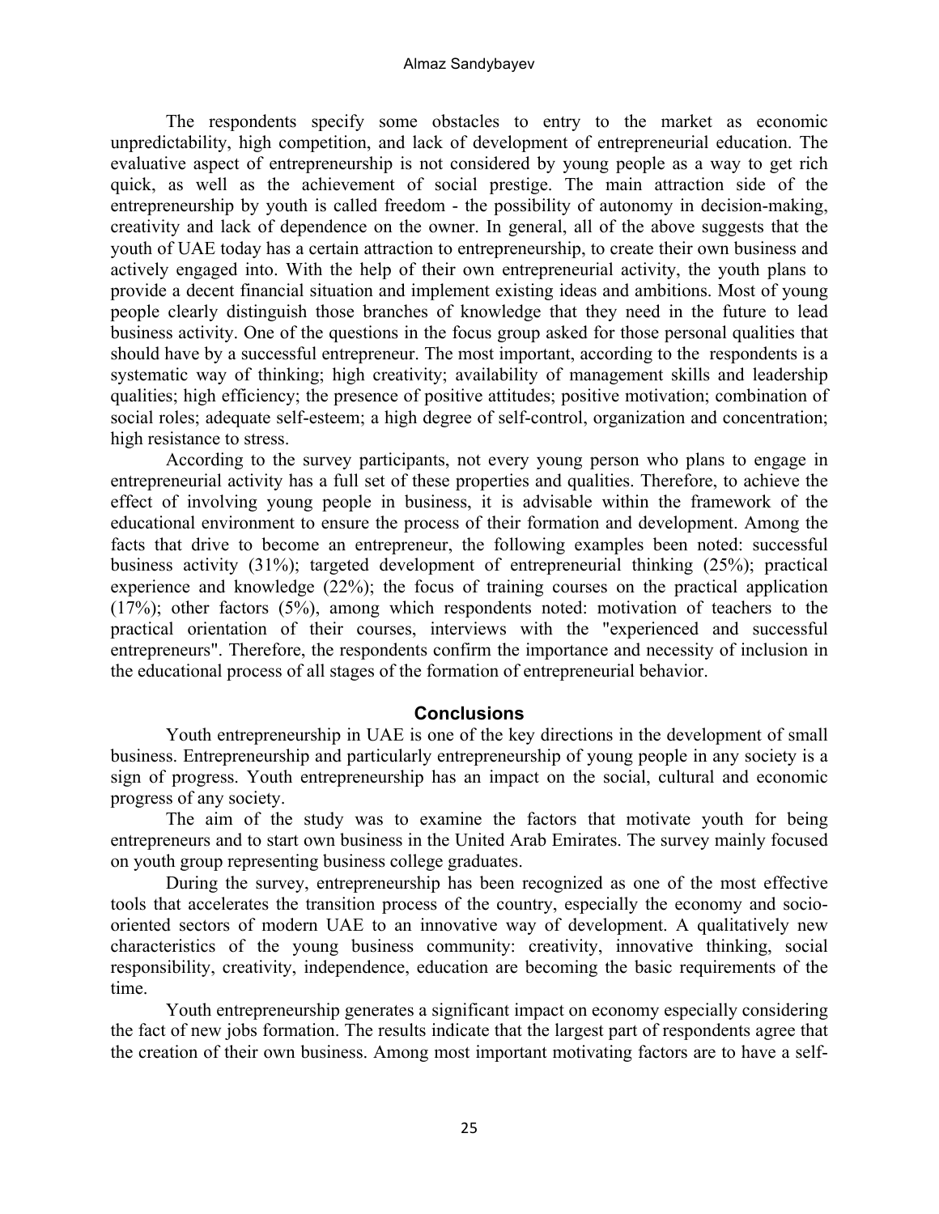The respondents specify some obstacles to entry to the market as economic unpredictability, high competition, and lack of development of entrepreneurial education. The evaluative aspect of entrepreneurship is not considered by young people as a way to get rich quick, as well as the achievement of social prestige. The main attraction side of the entrepreneurship by youth is called freedom - the possibility of autonomy in decision-making, creativity and lack of dependence on the owner. In general, all of the above suggests that the youth of UAE today has a certain attraction to entrepreneurship, to create their own business and actively engaged into. With the help of their own entrepreneurial activity, the youth plans to provide a decent financial situation and implement existing ideas and ambitions. Most of young people clearly distinguish those branches of knowledge that they need in the future to lead business activity. One of the questions in the focus group asked for those personal qualities that should have by a successful entrepreneur. The most important, according to the respondents is a systematic way of thinking; high creativity; availability of management skills and leadership qualities; high efficiency; the presence of positive attitudes; positive motivation; combination of social roles; adequate self-esteem; a high degree of self-control, organization and concentration; high resistance to stress.

According to the survey participants, not every young person who plans to engage in entrepreneurial activity has a full set of these properties and qualities. Therefore, to achieve the effect of involving young people in business, it is advisable within the framework of the educational environment to ensure the process of their formation and development. Among the facts that drive to become an entrepreneur, the following examples been noted: successful business activity (31%); targeted development of entrepreneurial thinking (25%); practical experience and knowledge (22%); the focus of training courses on the practical application (17%); other factors (5%), among which respondents noted: motivation of teachers to the practical orientation of their courses, interviews with the "experienced and successful entrepreneurs". Therefore, the respondents confirm the importance and necessity of inclusion in the educational process of all stages of the formation of entrepreneurial behavior.

## Conclusions

Youth entrepreneurship in UAE is one of the key directions in the development of small business. Entrepreneurship and particularly entrepreneurship of young people in any society is a sign of progress. Youth entrepreneurship has an impact on the social, cultural and economic progress of any society.

The aim of the study was to examine the factors that motivate youth for being entrepreneurs and to start own business in the United Arab Emirates. The survey mainly focused on youth group representing business college graduates.

During the survey, entrepreneurship has been recognized as one of the most effective tools that accelerates the transition process of the country, especially the economy and socio-oriented sectors of modern UAE to an innovative way of development. A qualitatively new characteristics of the young business community: creativity, innovative thinking, social responsibility, creativity, independence, education are becoming the basic requirements of the time.

Youth entrepreneurship generates a significant impact on economy especially considering the fact of new jobs formation. The results indicate that the largest part of respondents agree that the creation of their own business. Among most important motivating factors are to have a self-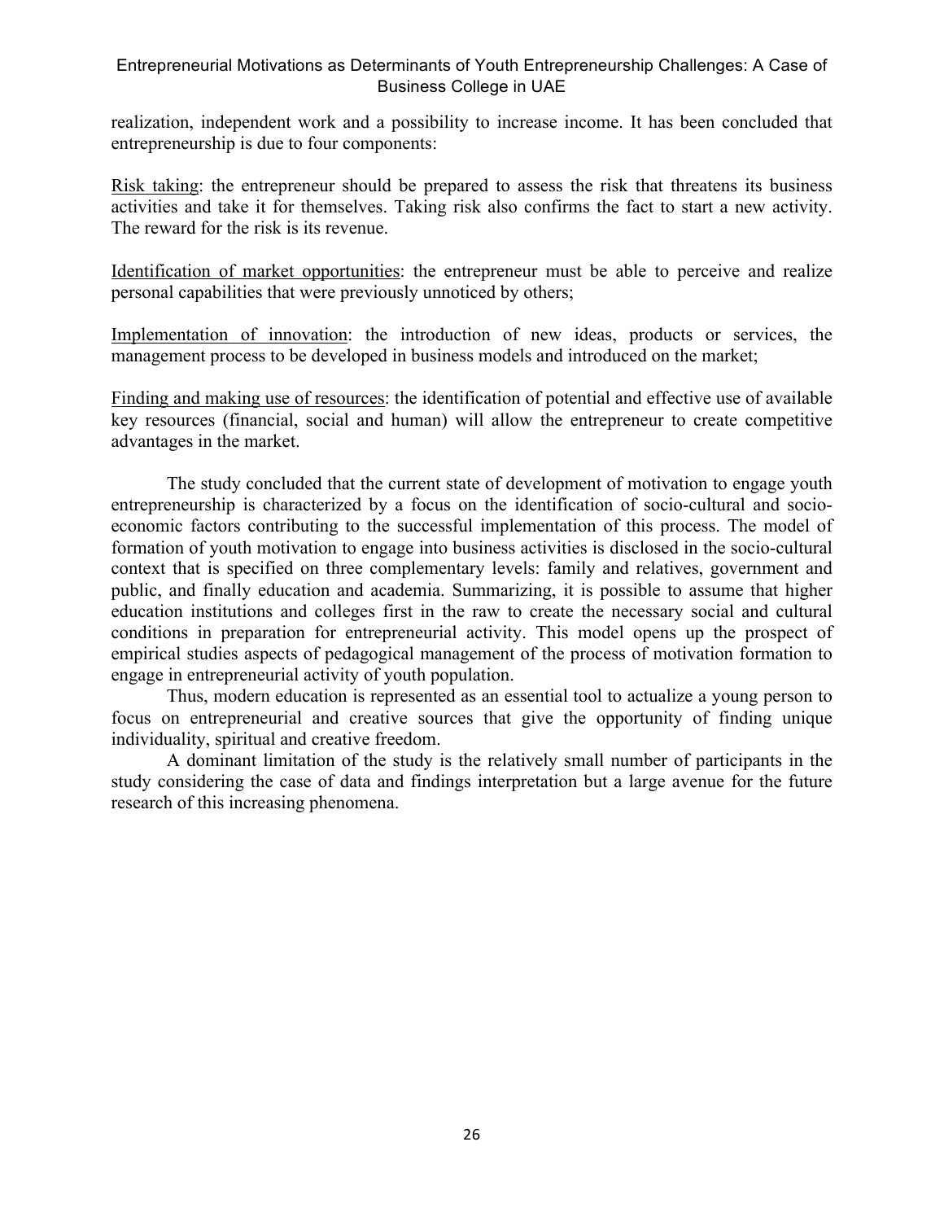realization, independent work and a possibility to increase income. It has been concluded that entrepreneurship is due to four components:

Risk taking: the entrepreneur should be prepared to assess the risk that threatens its business activities and take it for themselves. Taking risk also confirms the fact to start a new activity. The reward for the risk is its revenue.

Identification of market opportunities: the entrepreneur must be able to perceive and realize personal capabilities that were previously unnoticed by others;

Implementation of innovation: the introduction of new ideas, products or services, the management process to be developed in business models and introduced on the market;

Finding and making use of resources: the identification of potential and effective use of available key resources (financial, social and human) will allow the entrepreneur to create competitive advantages in the market.

The study concluded that the current state of development of motivation to engage youth entrepreneurship is characterized by a focus on the identification of socio-cultural and socio-economic factors contributing to the successful implementation of this process. The model of formation of youth motivation to engage into business activities is disclosed in the socio-cultural context that is specified on three complementary levels: family and relatives, government and public, and finally education and academia. Summarizing, it is possible to assume that higher education institutions and colleges first in the raw to create the necessary social and cultural conditions in preparation for entrepreneurial activity. This model opens up the prospect of empirical studies aspects of pedagogical management of the process of motivation formation to engage in entrepreneurial activity of youth population.

Thus, modern education is represented as an essential tool to actualize a young person to focus on entrepreneurial and creative sources that give the opportunity of finding unique individuality, spiritual and creative freedom.

A dominant limitation of the study is the relatively small number of participants in the study considering the case of data and findings interpretation but a large avenue for the future research of this increasing phenomena.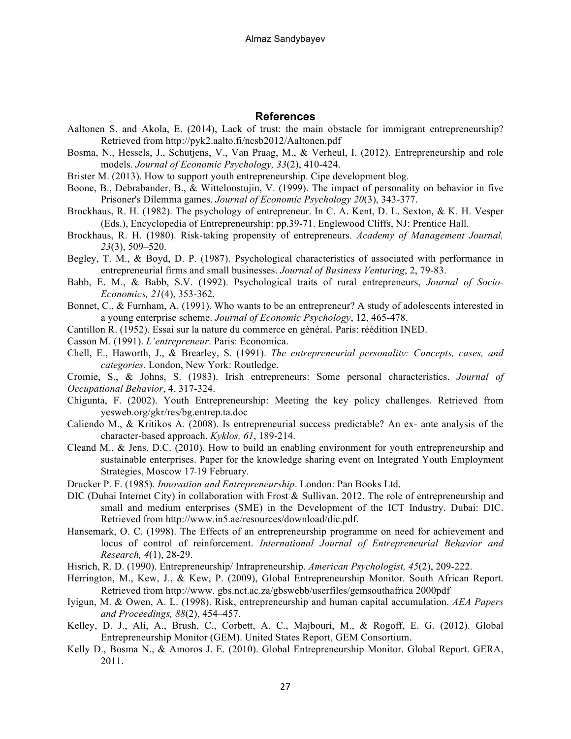## References

Aaltonen S. and Akola, E. (2014), Lack of trust: the main obstacle for immigrant entrepreneurship? Retrieved from http://pyk2.aalto.fi/ncsb2012/Aaltonen.pdf

Bosma, N., Hessels, J., Schutjens, V., Van Praag, M., & Verheul, I. (2012). Entrepreneurship and role models. *Journal of Economic Psychology, 33*(2), 410-424.

Brister M. (2013). How to support youth entrepreneurship. Cipe development blog.

Boone, B., Debrabander, B., & Witteloostujin, V. (1999). The impact of personality on behavior in five Prisoner's Dilemma games. *Journal of Economic Psychology 20*(3), 343-377.

Brockhaus, R. H. (1982). The psychology of entrepreneur. In C. A. Kent, D. L. Sexton, & K. H. Vesper (Eds.), Encyclopedia of Entrepreneurship: pp.39-71. Englewood Cliffs, NJ: Prentice Hall.

Brockhaus, R. H. (1980). Risk-taking propensity of entrepreneurs. *Academy of Management Journal, 23*(3), 509–520.

Begley, T. M., & Boyd, D. P. (1987). Psychological characteristics of associated with performance in entrepreneurial firms and small businesses. *Journal of Business Venturing*, 2, 79-83.

Babb, E. M., & Babb, S.V. (1992). Psychological traits of rural entrepreneurs, *Journal of Socio-Economics, 21*(4), 353-362.

Bonnet, C., & Furnham, A. (1991). Who wants to be an entrepreneur? A study of adolescents interested in a young enterprise scheme. *Journal of Economic Psychology*, 12, 465-478.

Cantillon R. (1952). Essai sur la nature du commerce en général. Paris: réédition INED.

Casson M. (1991). *L'entrepreneur*. Paris: Economica.

Chell, E., Haworth, J., & Brearley, S. (1991). *The entrepreneurial personality: Concepts, cases, and categories*. London, New York: Routledge.

Cromie, S., & Johns, S. (1983). Irish entrepreneurs: Some personal characteristics. *Journal of Occupational Behavior*, 4, 317-324.

Chigunta, F. (2002). Youth Entrepreneurship: Meeting the key policy challenges. Retrieved from yesweb.org/gkr/res/bg.entrep.ta.doc

Caliendo M., & Kritikos A. (2008). Is entrepreneurial success predictable? An ex- ante analysis of the character-based approach. *Kyklos, 61*, 189-214.

Cleand M., & Jens, D.C. (2010). How to build an enabling environment for youth entrepreneurship and sustainable enterprises. Paper for the knowledge sharing event on Integrated Youth Employment Strategies, Moscow 17-19 February.

Drucker P. F. (1985). *Innovation and Entrepreneurship*. London: Pan Books Ltd.

DIC (Dubai Internet City) in collaboration with Frost & Sullivan. 2012. The role of entrepreneurship and small and medium enterprises (SME) in the Development of the ICT Industry. Dubai: DIC. Retrieved from http://www.in5.ae/resources/download/dic.pdf.

Hansemark, O. C. (1998). The Effects of an entrepreneurship programme on need for achievement and locus of control of reinforcement. *International Journal of Entrepreneurial Behavior and Research, 4*(1), 28-29.

Hisrich, R. D. (1990). Entrepreneurship/ Intrapreneurship. *American Psychologist, 45*(2), 209-222.

Herrington, M., Kew, J., & Kew, P. (2009), Global Entrepreneurship Monitor. South African Report. Retrieved from http://www. gbs.nct.ac.za/gbswebb/userfiles/gemsouthafrica 2000pdf

Iyigun, M. & Owen, A. L. (1998). Risk, entrepreneurship and human capital accumulation. *AEA Papers and Proceedings, 88*(2), 454–457.

Kelley, D. J., Ali, A., Brush, C., Corbett, A. C., Majbouri, M., & Rogoff, E. G. (2012). Global Entrepreneurship Monitor (GEM). United States Report, GEM Consortium.

Kelly D., Bosma N., & Amoros J. E. (2010). Global Entrepreneurship Monitor. Global Report. GERA, 2011.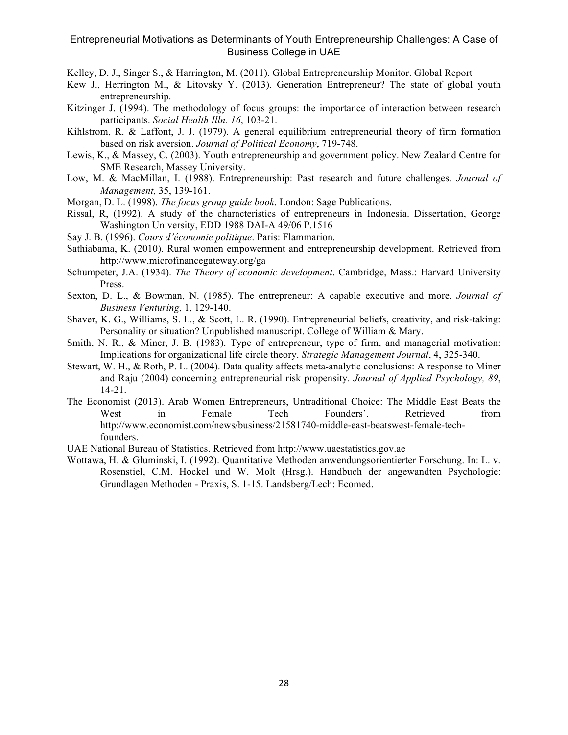Kelley, D. J., Singer S., & Harrington, M. (2011). Global Entrepreneurship Monitor. Global Report

Kew J., Herrington M., & Litovsky Y. (2013). Generation Entrepreneur? The state of global youth entrepreneurship.

Kitzinger J. (1994). The methodology of focus groups: the importance of interaction between research participants. *Social Health Illn. 16*, 103-21.

Kihlstrom, R. & Laffont, J. J. (1979). A general equilibrium entrepreneurial theory of firm formation based on risk aversion. *Journal of Political Economy*, 719-748.

Lewis, K., & Massey, C. (2003). Youth entrepreneurship and government policy. New Zealand Centre for SME Research, Massey University.

Low, M. & MacMillan, I. (1988). Entrepreneurship: Past research and future challenges. *Journal of Management,* 35, 139-161.

Morgan, D. L. (1998). *The focus group guide book*. London: Sage Publications.

Rissal, R, (1992). A study of the characteristics of entrepreneurs in Indonesia. Dissertation, George Washington University, EDD 1988 DAI-A 49/06 P.1516

Say J. B. (1996). *Cours d'économie politique*. Paris: Flammarion.

Sathiabama, K. (2010). Rural women empowerment and entrepreneurship development. Retrieved from http://www.microfinancegateway.org/ga

Schumpeter, J.A. (1934). *The Theory of economic development*. Cambridge, Mass.: Harvard University Press.

Sexton, D. L., & Bowman, N. (1985). The entrepreneur: A capable executive and more. *Journal of Business Venturing*, 1, 129-140.

Shaver, K. G., Williams, S. L., & Scott, L. R. (1990). Entrepreneurial beliefs, creativity, and risk-taking: Personality or situation? Unpublished manuscript. College of William & Mary.

Smith, N. R., & Miner, J. B. (1983). Type of entrepreneur, type of firm, and managerial motivation: Implications for organizational life circle theory. *Strategic Management Journal*, 4, 325-340.

Stewart, W. H., & Roth, P. L. (2004). Data quality affects meta-analytic conclusions: A response to Miner and Raju (2004) concerning entrepreneurial risk propensity. *Journal of Applied Psychology, 89*, 14-21.

The Economist (2013). Arab Women Entrepreneurs, Untraditional Choice: The Middle East Beats the West in Female Tech Founders'. Retrieved from http://www.economist.com/news/business/21581740-middle-east-beatswest-female-tech-founders.

UAE National Bureau of Statistics. Retrieved from http://www.uaestatistics.gov.ae

Wottawa, H. & Gluminski, I. (1992). Quantitative Methoden anwendungsorientierter Forschung. In: L. v. Rosenstiel, C.M. Hockel und W. Molt (Hrsg.). Handbuch der angewandten Psychologie: Grundlagen Methoden - Praxis, S. 1-15. Landsberg/Lech: Ecomed.